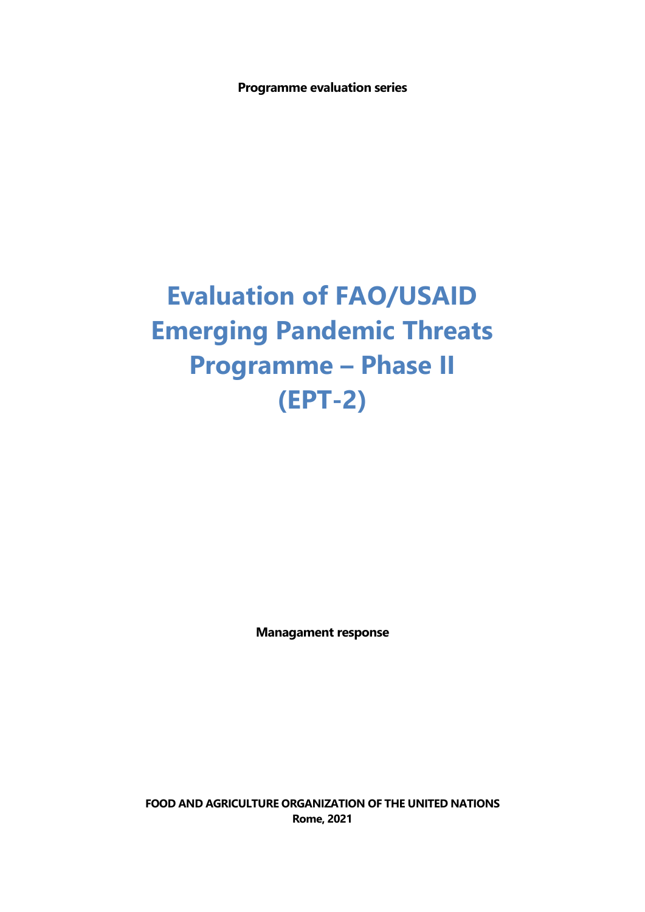**Programme evaluation series**

# Evaluation of FAO/USAID Emerging Pandemic Threats Programme – Phase II (EPT-2)

**Managament response**

**FOOD AND AGRICULTURE ORGANIZATION OF THE UNITED NATIONS**
**Rome, 2021**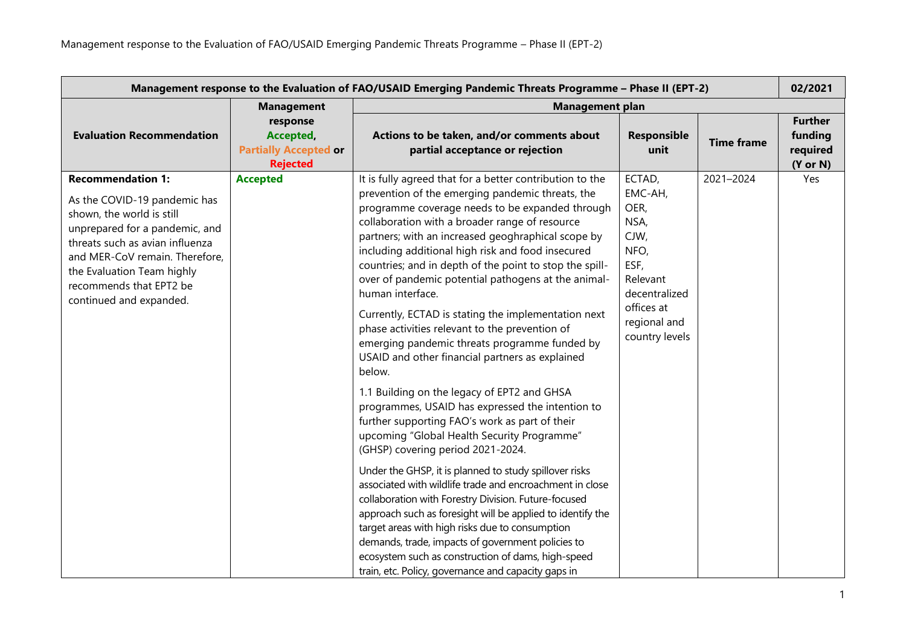Management response to the Evaluation of FAO/USAID Emerging Pandemic Threats Programme – Phase II (EPT-2)

| Management response to the Evaluation of FAO/USAID Emerging Pandemic Threats Programme – Phase II (EPT-2) | | | | | 02/2021 |
|---|---|---|---|---|---|
| **Evaluation Recommendation** | **Management response Accepted, Partially Accepted or Rejected** | **Management plan** | | | |
| | | **Actions to be taken, and/or comments about partial acceptance or rejection** | **Responsible unit** | **Time frame** | **Further funding required (Y or N)** |
| **Recommendation 1:**<br><br>As the COVID-19 pandemic has shown, the world is still unprepared for a pandemic, and threats such as avian influenza and MER-CoV remain. Therefore, the Evaluation Team highly recommends that EPT2 be continued and expanded. | **Accepted** | It is fully agreed that for a better contribution to the prevention of the emerging pandemic threats, the programme coverage needs to be expanded through collaboration with a broader range of resource partners; with an increased geoghraphical scope by including additional high risk and food insecured countries; and in depth of the point to stop the spill-over of pandemic potential pathogens at the animal-human interface.<br><br>Currently, ECTAD is stating the implementation next phase activities relevant to the prevention of emerging pandemic threats programme funded by USAID and other financial partners as explained below.<br><br>1.1 Building on the legacy of EPT2 and GHSA programmes, USAID has expressed the intention to further supporting FAO's work as part of their upcoming "Global Health Security Programme" (GHSP) covering period 2021-2024.<br><br>Under the GHSP, it is planned to study spillover risks associated with wildlife trade and encroachment in close collaboration with Forestry Division. Future-focused approach such as foresight will be applied to identify the target areas with high risks due to consumption demands, trade, impacts of government policies to ecosystem such as construction of dams, high-speed train, etc. Policy, governance and capacity gaps in | ECTAD, EMC-AH, OER, NSA, CJW, NFO, ESF, Relevant decentralized offices at regional and country levels | 2021–2024 | Yes |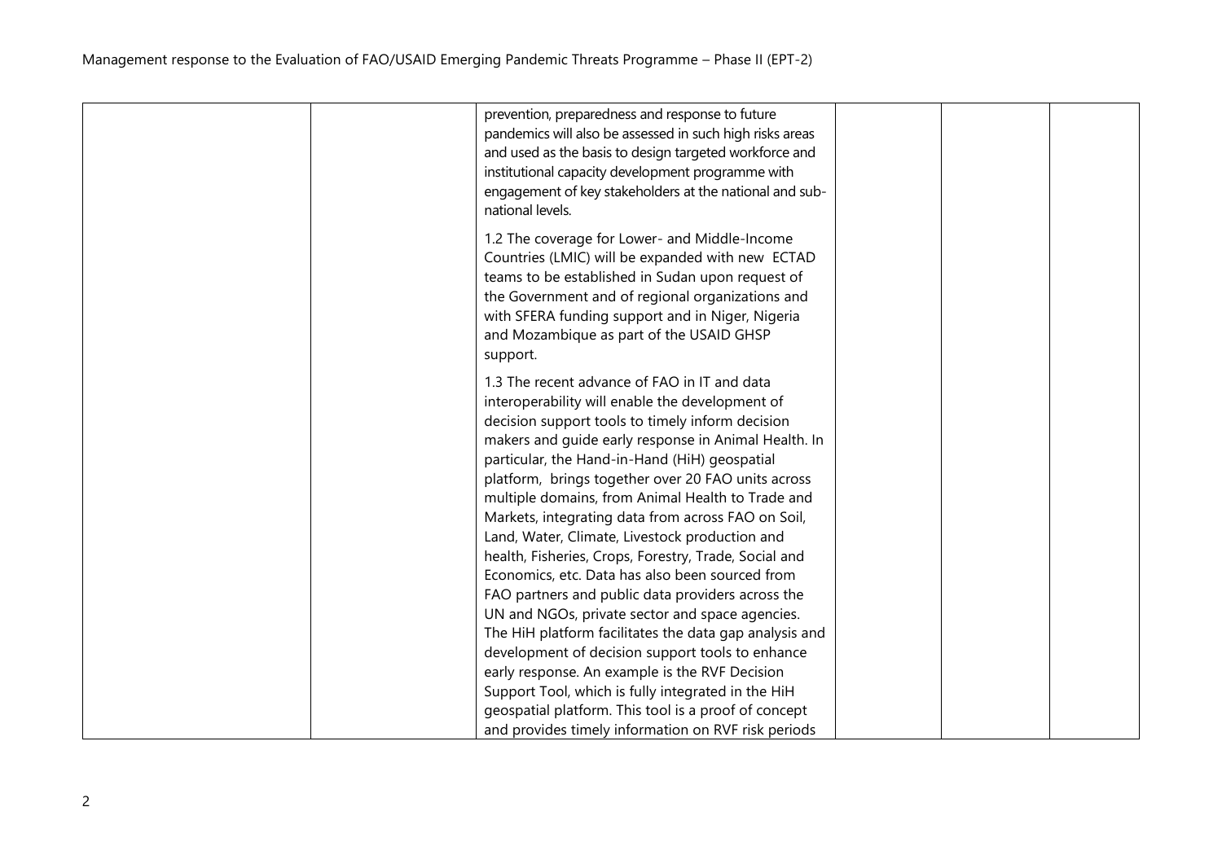|  |  |  |  |  |  |
|---|---|---|---|---|---|
|  |  | prevention, preparedness and response to future pandemics will also be assessed in such high risks areas and used as the basis to design targeted workforce and institutional capacity development programme with engagement of key stakeholders at the national and sub-national levels.<br><br>1.2 The coverage for Lower- and Middle-Income Countries (LMIC) will be expanded with new ECTAD teams to be established in Sudan upon request of the Government and of regional organizations and with SFERA funding support and in Niger, Nigeria and Mozambique as part of the USAID GHSP support.<br><br>1.3 The recent advance of FAO in IT and data interoperability will enable the development of decision support tools to timely inform decision makers and guide early response in Animal Health. In particular, the Hand-in-Hand (HiH) geospatial platform, brings together over 20 FAO units across multiple domains, from Animal Health to Trade and Markets, integrating data from across FAO on Soil, Land, Water, Climate, Livestock production and health, Fisheries, Crops, Forestry, Trade, Social and Economics, etc. Data has also been sourced from FAO partners and public data providers across the UN and NGOs, private sector and space agencies. The HiH platform facilitates the data gap analysis and development of decision support tools to enhance early response. An example is the RVF Decision Support Tool, which is fully integrated in the HiH geospatial platform. This tool is a proof of concept and provides timely information on RVF risk periods |  |  |  |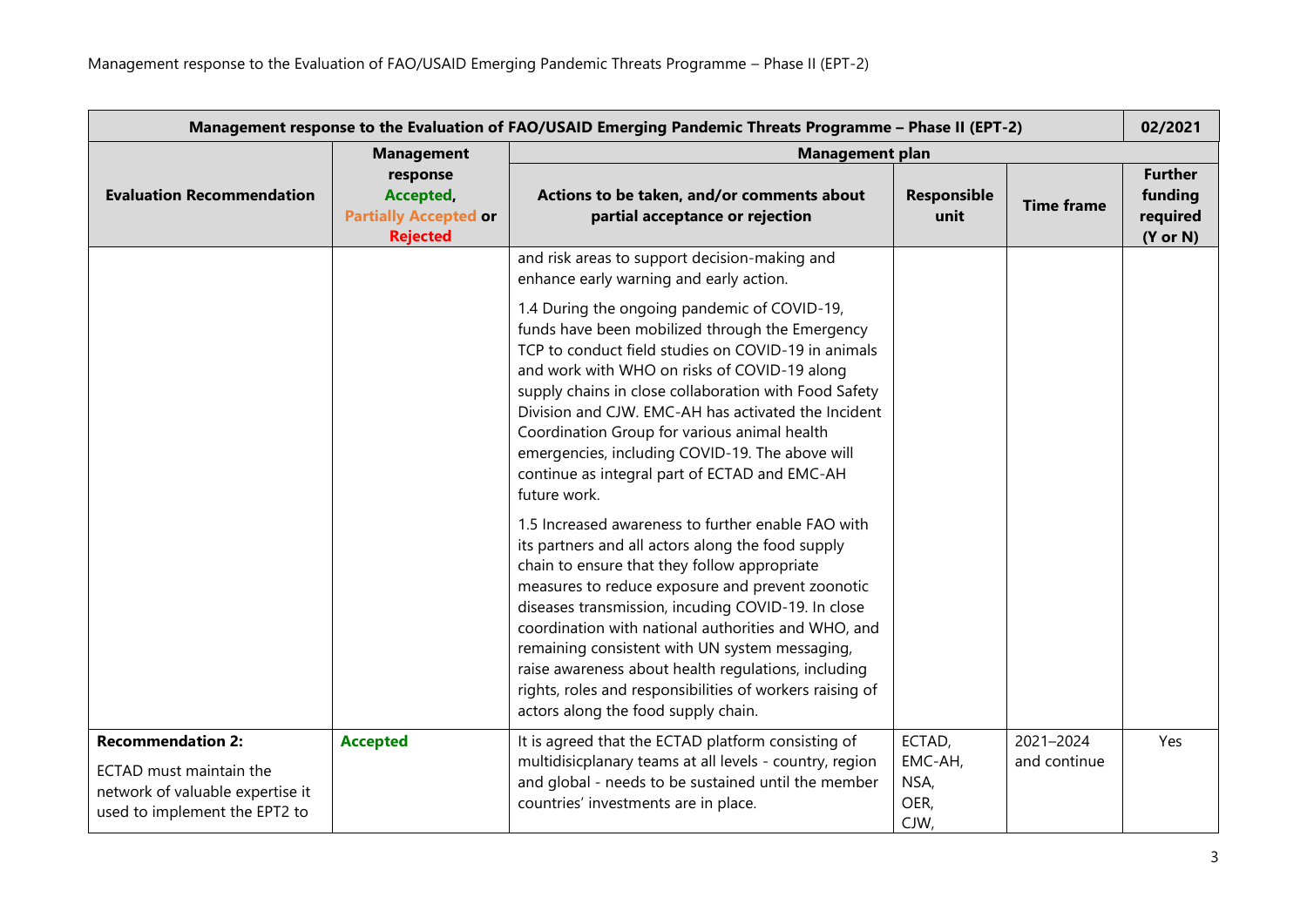| Management response to the Evaluation of FAO/USAID Emerging Pandemic Threats Programme – Phase II (EPT-2) | | | | | 02/2021 |
|---|---|---|---|---|---|
| **Evaluation Recommendation** | **Management response Accepted, Partially Accepted or Rejected** | **Management plan** | | | |
| | | **Actions to be taken, and/or comments about partial acceptance or rejection** | **Responsible unit** | **Time frame** | **Further funding required (Y or N)** |
| | | and risk areas to support decision-making and enhance early warning and early action.<br><br>1.4 During the ongoing pandemic of COVID-19, funds have been mobilized through the Emergency TCP to conduct field studies on COVID-19 in animals and work with WHO on risks of COVID-19 along supply chains in close collaboration with Food Safety Division and CJW. EMC-AH has activated the Incident Coordination Group for various animal health emergencies, including COVID-19. The above will continue as integral part of ECTAD and EMC-AH future work.<br><br>1.5 Increased awareness to further enable FAO with its partners and all actors along the food supply chain to ensure that they follow appropriate measures to reduce exposure and prevent zoonotic diseases transmission, incuding COVID-19. In close coordination with national authorities and WHO, and remaining consistent with UN system messaging, raise awareness about health regulations, including rights, roles and responsibilities of workers raising of actors along the food supply chain. | | | |
| **Recommendation 2:**<br><br>ECTAD must maintain the network of valuable expertise it used to implement the EPT2 to | **Accepted** | It is agreed that the ECTAD platform consisting of multidisicplanary teams at all levels - country, region and global - needs to be sustained until the member countries' investments are in place. | ECTAD, EMC-AH, NSA, OER, CJW, | 2021–2024 and continue | Yes |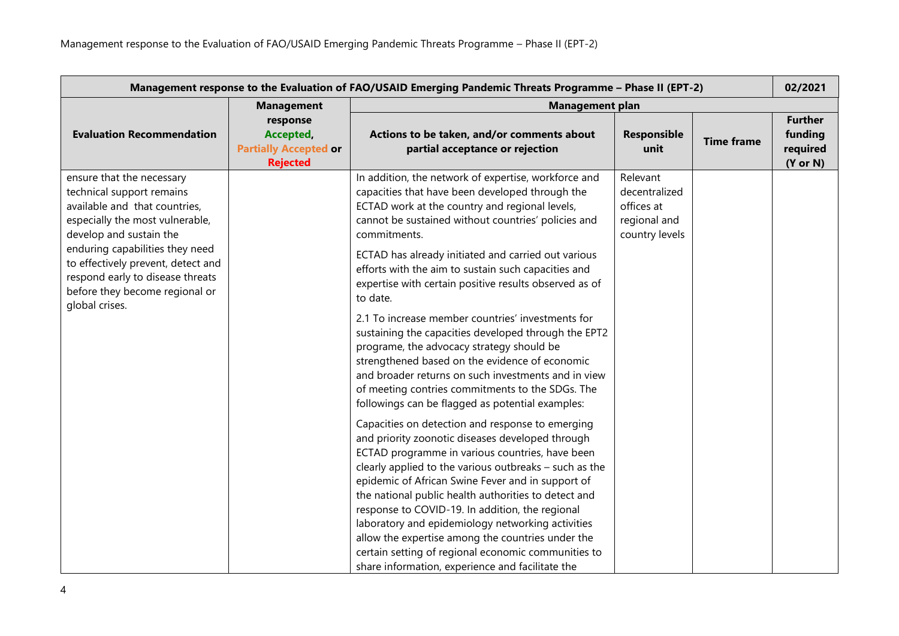| Management response to the Evaluation of FAO/USAID Emerging Pandemic Threats Programme – Phase II (EPT-2) | | | | | 02/2021 |
|---|---|---|---|---|---|
| **Evaluation Recommendation** | **Management response Accepted, Partially Accepted or Rejected** | **Management plan** | | | |
| | | **Actions to be taken, and/or comments about partial acceptance or rejection** | **Responsible unit** | **Time frame** | **Further funding required (Y or N)** |
| ensure that the necessary technical support remains available and that countries, especially the most vulnerable, develop and sustain the enduring capabilities they need to effectively prevent, detect and respond early to disease threats before they become regional or global crises. | | In addition, the network of expertise, workforce and capacities that have been developed through the ECTAD work at the country and regional levels, cannot be sustained without countries' policies and commitments.<br><br>ECTAD has already initiated and carried out various efforts with the aim to sustain such capacities and expertise with certain positive results observed as of to date.<br><br>2.1 To increase member countries' investments for sustaining the capacities developed through the EPT2 programe, the advocacy strategy should be strengthened based on the evidence of economic and broader returns on such investments and in view of meeting contries commitments to the SDGs. The followings can be flagged as potential examples:<br><br>Capacities on detection and response to emerging and priority zoonotic diseases developed through ECTAD programme in various countries, have been clearly applied to the various outbreaks – such as the epidemic of African Swine Fever and in support of the national public health authorities to detect and response to COVID-19. In addition, the regional laboratory and epidemiology networking activities allow the expertise among the countries under the certain setting of regional economic communities to share information, experience and facilitate the | Relevant decentralized offices at regional and country levels | | |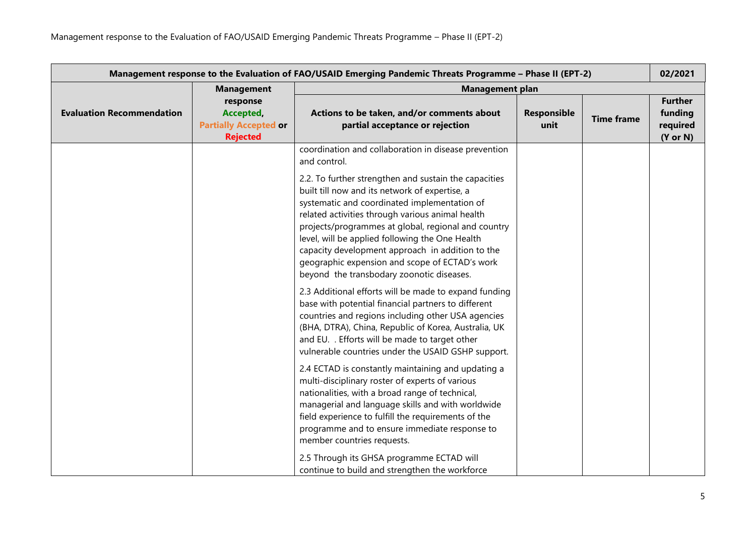| Management response to the Evaluation of FAO/USAID Emerging Pandemic Threats Programme – Phase II (EPT-2) | | | | | 02/2021 |
|---|---|---|---|---|---|
| **Evaluation Recommendation** | **Management response Accepted, Partially Accepted or Rejected** | **Management plan** | | | |
| | | **Actions to be taken, and/or comments about partial acceptance or rejection** | **Responsible unit** | **Time frame** | **Further funding required (Y or N)** |
| | | coordination and collaboration in disease prevention and control.<br><br>2.2. To further strengthen and sustain the capacities built till now and its network of expertise, a systematic and coordinated implementation of related activities through various animal health projects/programmes at global, regional and country level, will be applied following the One Health capacity development approach in addition to the geographic expension and scope of ECTAD's work beyond the transbodary zoonotic diseases.<br><br>2.3 Additional efforts will be made to expand funding base with potential financial partners to different countries and regions including other USA agencies (BHA, DTRA), China, Republic of Korea, Australia, UK and EU. . Efforts will be made to target other vulnerable countries under the USAID GSHP support.<br><br>2.4 ECTAD is constantly maintaining and updating a multi-disciplinary roster of experts of various nationalities, with a broad range of technical, managerial and language skills and with worldwide field experience to fulfill the requirements of the programme and to ensure immediate response to member countries requests.<br><br>2.5 Through its GHSA programme ECTAD will continue to build and strengthen the workforce | | | |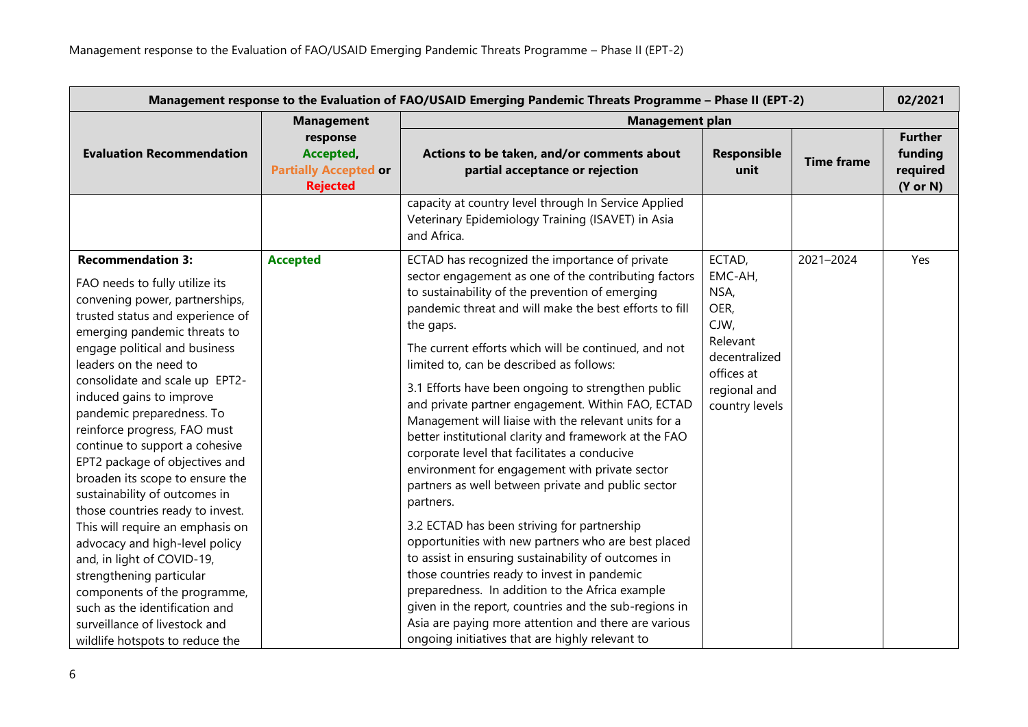| Management response to the Evaluation of FAO/USAID Emerging Pandemic Threats Programme – Phase II (EPT-2) | | | | | 02/2021 |
|---|---|---|---|---|---|
| **Evaluation Recommendation** | **Management response Accepted, Partially Accepted or Rejected** | **Management plan** | | | |
| | | **Actions to be taken, and/or comments about partial acceptance or rejection** | **Responsible unit** | **Time frame** | **Further funding required (Y or N)** |
| | | capacity at country level through In Service Applied Veterinary Epidemiology Training (ISAVET) in Asia and Africa. | | | |
| **Recommendation 3:** FAO needs to fully utilize its convening power, partnerships, trusted status and experience of emerging pandemic threats to engage political and business leaders on the need to consolidate and scale up EPT2-induced gains to improve pandemic preparedness. To reinforce progress, FAO must continue to support a cohesive EPT2 package of objectives and broaden its scope to ensure the sustainability of outcomes in those countries ready to invest. This will require an emphasis on advocacy and high-level policy and, in light of COVID-19, strengthening particular components of the programme, such as the identification and surveillance of livestock and wildlife hotspots to reduce the | **Accepted** | ECTAD has recognized the importance of private sector engagement as one of the contributing factors to sustainability of the prevention of emerging pandemic threat and will make the best efforts to fill the gaps. The current efforts which will be continued, and not limited to, can be described as follows: 3.1 Efforts have been ongoing to strengthen public and private partner engagement. Within FAO, ECTAD Management will liaise with the relevant units for a better institutional clarity and framework at the FAO corporate level that facilitates a conducive environment for engagement with private sector partners as well between private and public sector partners. 3.2 ECTAD has been striving for partnership opportunities with new partners who are best placed to assist in ensuring sustainability of outcomes in those countries ready to invest in pandemic preparedness. In addition to the Africa example given in the report, countries and the sub-regions in Asia are paying more attention and there are various ongoing initiatives that are highly relevant to | ECTAD, EMC-AH, NSA, OER, CJW, Relevant decentralized offices at regional and country levels | 2021–2024 | Yes |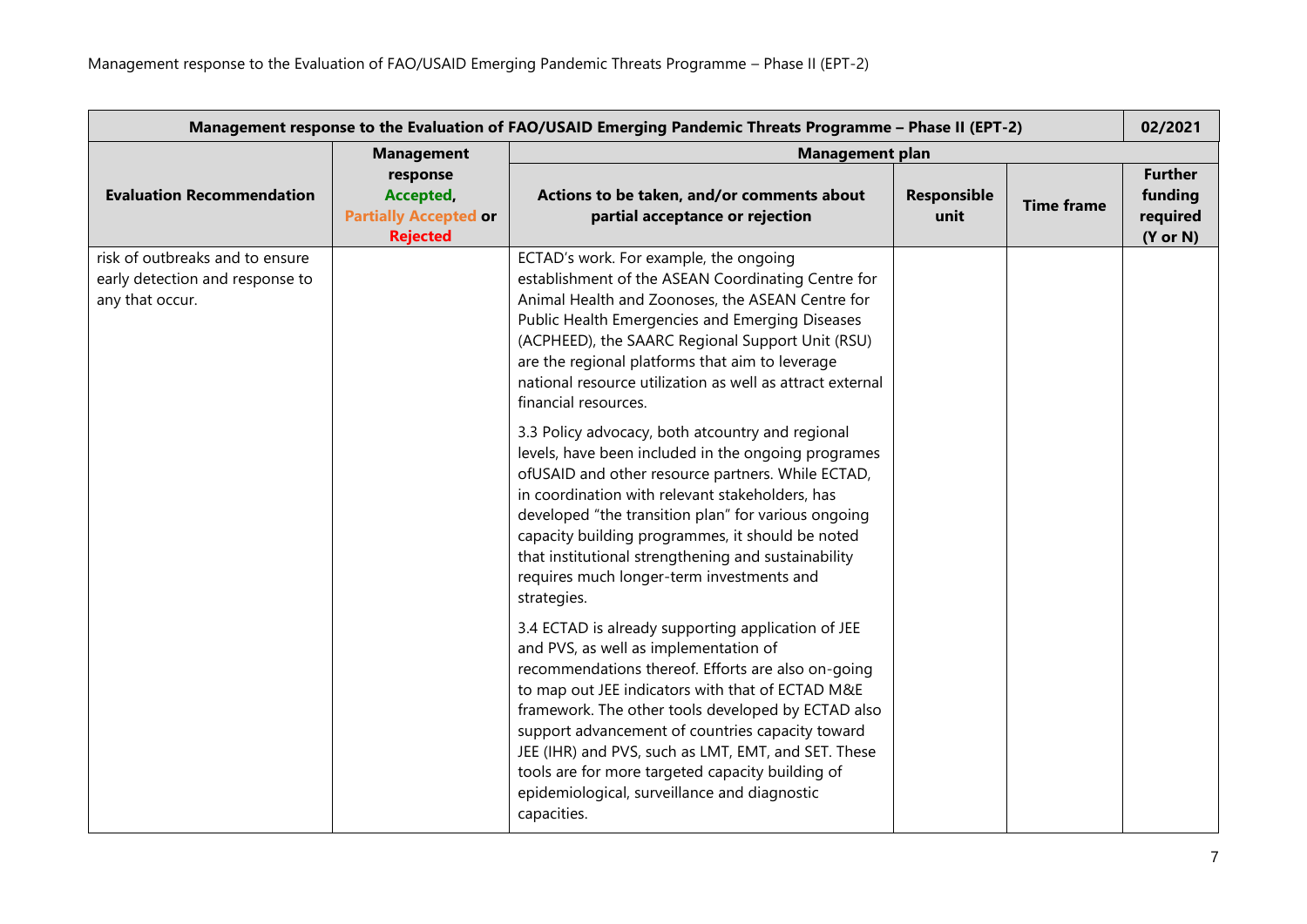| Management response to the Evaluation of FAO/USAID Emerging Pandemic Threats Programme – Phase II (EPT-2) | | | | | 02/2021 |
|---|---|---|---|---|---|
| Evaluation Recommendation | Management response Accepted, Partially Accepted or Rejected | Management plan | | | |
| | | Actions to be taken, and/or comments about partial acceptance or rejection | Responsible unit | Time frame | Further funding required (Y or N) |
| risk of outbreaks and to ensure early detection and response to any that occur. | | ECTAD's work. For example, the ongoing establishment of the ASEAN Coordinating Centre for Animal Health and Zoonoses, the ASEAN Centre for Public Health Emergencies and Emerging Diseases (ACPHEED), the SAARC Regional Support Unit (RSU) are the regional platforms that aim to leverage national resource utilization as well as attract external financial resources.<br><br>3.3 Policy advocacy, both atcountry and regional levels, have been included in the ongoing programes ofUSAID and other resource partners. While ECTAD, in coordination with relevant stakeholders, has developed "the transition plan" for various ongoing capacity building programmes, it should be noted that institutional strengthening and sustainability requires much longer-term investments and strategies.<br><br>3.4 ECTAD is already supporting application of JEE and PVS, as well as implementation of recommendations thereof. Efforts are also on-going to map out JEE indicators with that of ECTAD M&E framework. The other tools developed by ECTAD also support advancement of countries capacity toward JEE (IHR) and PVS, such as LMT, EMT, and SET. These tools are for more targeted capacity building of epidemiological, surveillance and diagnostic capacities. | | | |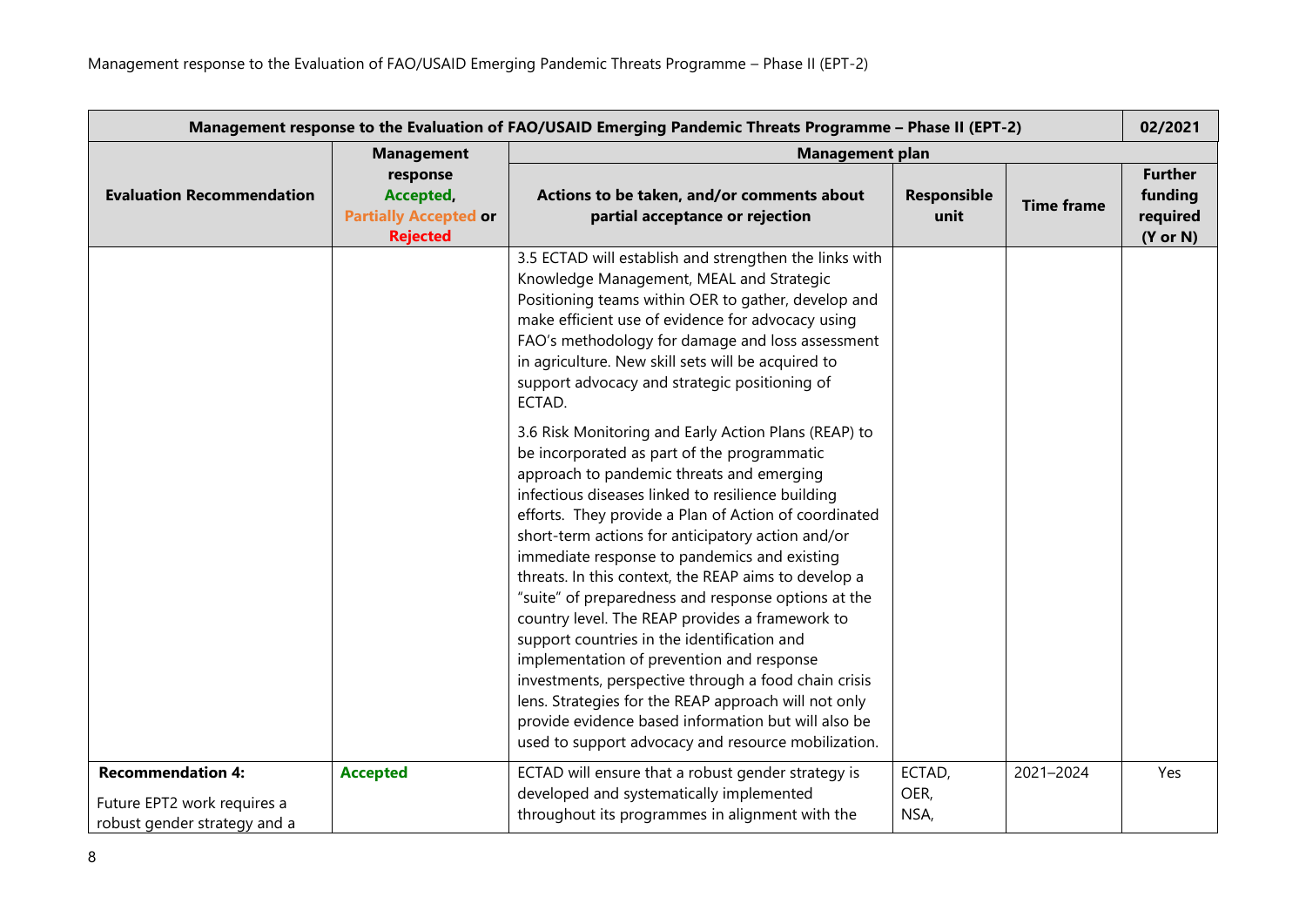| Management response to the Evaluation of FAO/USAID Emerging Pandemic Threats Programme – Phase II (EPT-2) | | | | | 02/2021 |
|---|---|---|---|---|---|
| **Evaluation Recommendation** | **Management response Accepted, Partially Accepted or Rejected** | **Management plan** | | | |
| | | **Actions to be taken, and/or comments about partial acceptance or rejection** | **Responsible unit** | **Time frame** | **Further funding required (Y or N)** |
| | | 3.5 ECTAD will establish and strengthen the links with Knowledge Management, MEAL and Strategic Positioning teams within OER to gather, develop and make efficient use of evidence for advocacy using FAO's methodology for damage and loss assessment in agriculture. New skill sets will be acquired to support advocacy and strategic positioning of ECTAD.<br><br>3.6 Risk Monitoring and Early Action Plans (REAP) to be incorporated as part of the programmatic approach to pandemic threats and emerging infectious diseases linked to resilience building efforts. They provide a Plan of Action of coordinated short-term actions for anticipatory action and/or immediate response to pandemics and existing threats. In this context, the REAP aims to develop a "suite" of preparedness and response options at the country level. The REAP provides a framework to support countries in the identification and implementation of prevention and response investments, perspective through a food chain crisis lens. Strategies for the REAP approach will not only provide evidence based information but will also be used to support advocacy and resource mobilization. | | | |
| **Recommendation 4:**<br><br>Future EPT2 work requires a robust gender strategy and a | **Accepted** | ECTAD will ensure that a robust gender strategy is developed and systematically implemented throughout its programmes in alignment with the | ECTAD,<br>OER,<br>NSA, | 2021–2024 | Yes |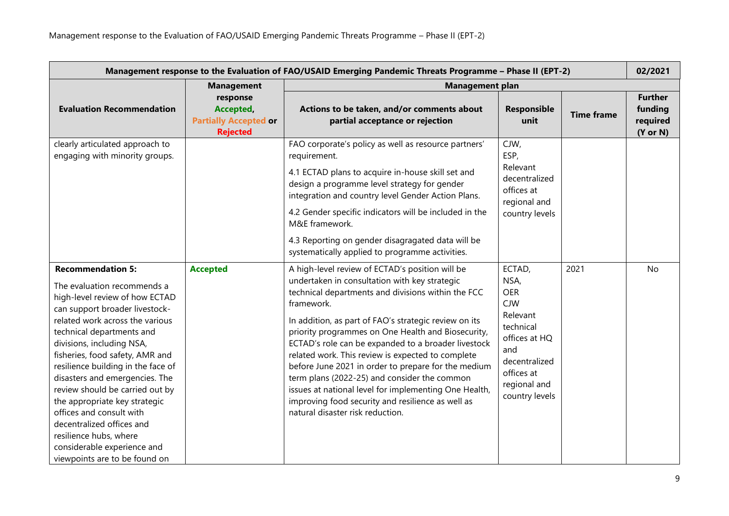| Management response to the Evaluation of FAO/USAID Emerging Pandemic Threats Programme – Phase II (EPT-2) | | | | | 02/2021 |
|---|---|---|---|---|---|
| **Evaluation Recommendation** | **Management response Accepted, Partially Accepted or Rejected** | **Management plan** | | | |
| | | **Actions to be taken, and/or comments about partial acceptance or rejection** | **Responsible unit** | **Time frame** | **Further funding required (Y or N)** |
| clearly articulated approach to engaging with minority groups. | | FAO corporate's policy as well as resource partners' requirement.<br>4.1 ECTAD plans to acquire in-house skill set and design a programme level strategy for gender integration and country level Gender Action Plans.<br>4.2 Gender specific indicators will be included in the M&E framework.<br>4.3 Reporting on gender disagragated data will be systematically applied to programme activities. | CJW, ESP, Relevant decentralized offices at regional and country levels | | |
| **Recommendation 5:**<br>The evaluation recommends a high-level review of how ECTAD can support broader livestock-related work across the various technical departments and divisions, including NSA, fisheries, food safety, AMR and resilience building in the face of disasters and emergencies. The review should be carried out by the appropriate key strategic offices and consult with decentralized offices and resilience hubs, where considerable experience and viewpoints are to be found on | **Accepted** | A high-level review of ECTAD's position will be undertaken in consultation with key strategic technical departments and divisions within the FCC framework.<br>In addition, as part of FAO's strategic review on its priority programmes on One Health and Biosecurity, ECTAD's role can be expanded to a broader livestock related work. This review is expected to complete before June 2021 in order to prepare for the medium term plans (2022-25) and consider the common issues at national level for implementing One Health, improving food security and resilience as well as natural disaster risk reduction. | ECTAD, NSA, OER CJW Relevant technical offices at HQ and decentralized offices at regional and country levels | 2021 | No |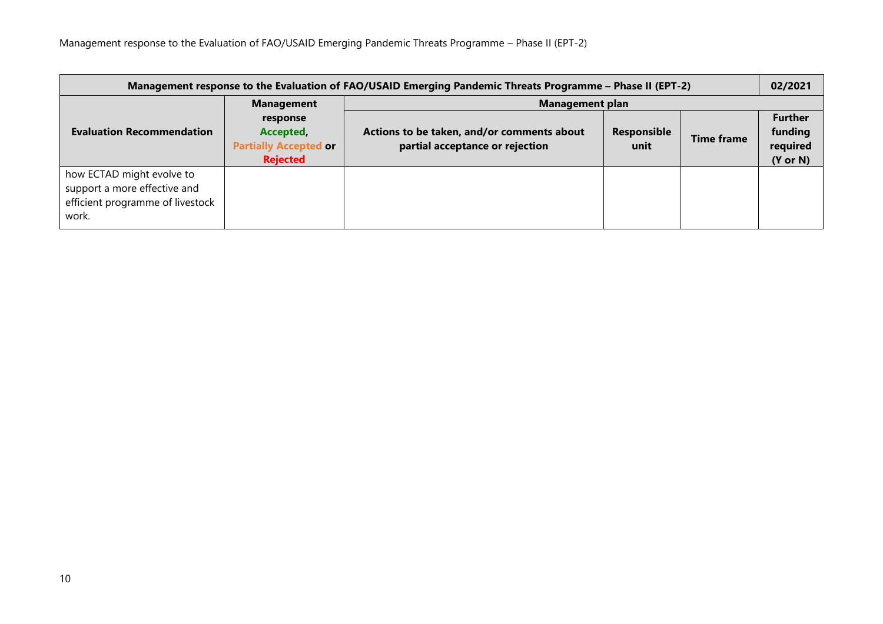| Management response to the Evaluation of FAO/USAID Emerging Pandemic Threats Programme – Phase II (EPT-2) | | | | | 02/2021 |
|---|---|---|---|---|---|
| **Evaluation Recommendation** | **Management response Accepted, Partially Accepted or Rejected** | **Management plan** | | | |
| | | **Actions to be taken, and/or comments about partial acceptance or rejection** | **Responsible unit** | **Time frame** | **Further funding required (Y or N)** |
| how ECTAD might evolve to support a more effective and efficient programme of livestock work. | | | | | |